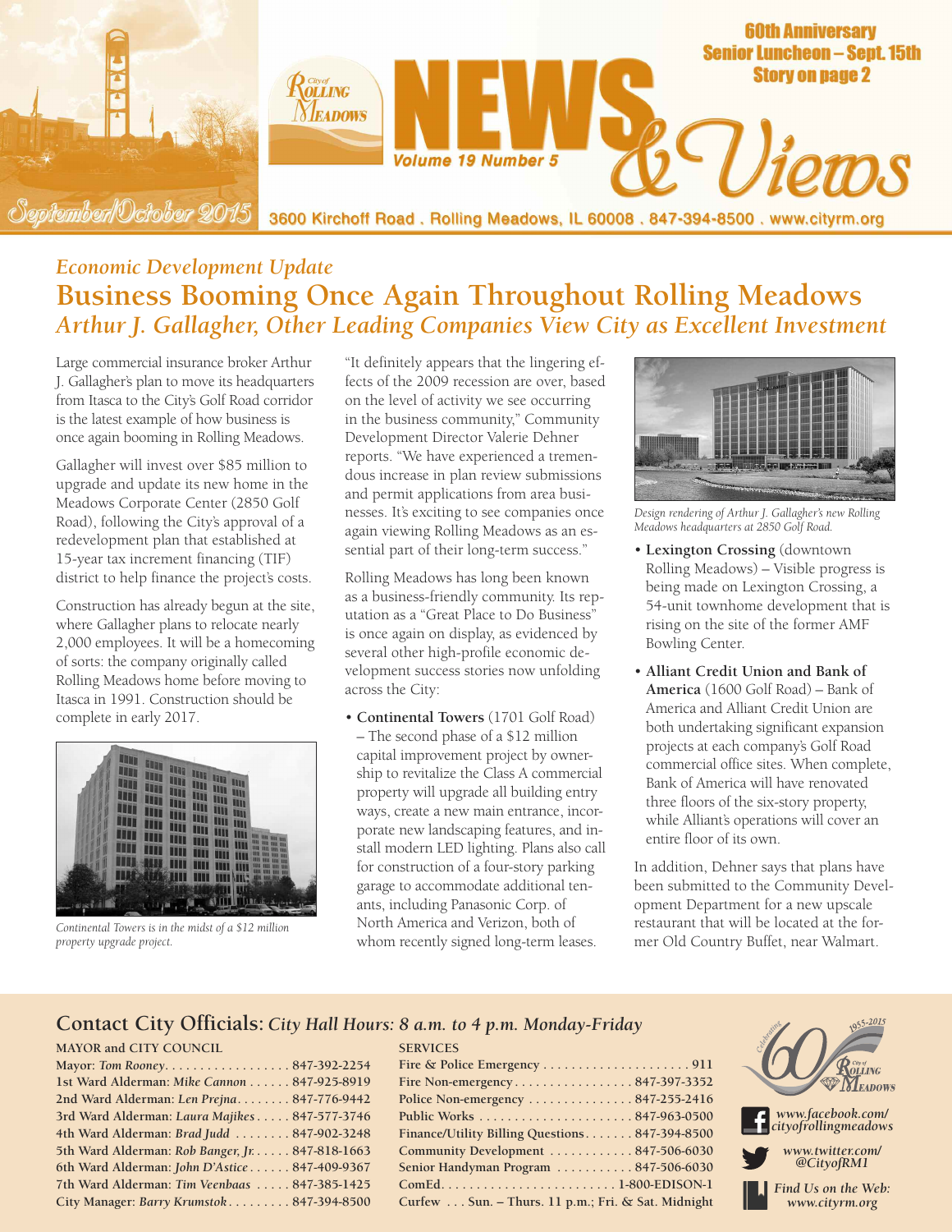# News & Views

Volume 19 Number 5

September/October 2015

3600 Kirchoff Road . Rolling Meadows, IL 60008 . 847-394-8500 . www.cityrm.org

**60th Anniversary Senior Luncheon – Sept. 15th Story on page 2**

*Economic Development Update*

## Business Booming Once Again Throughout Rolling Meadows

### *Arthur J. Gallagher, Other Leading Companies View City as Excellent Investment*

Large commercial insurance broker Arthur J. Gallagher's plan to move its headquarters from Itasca to the City's Golf Road corridor is the latest example of how business is once again booming in Rolling Meadows.

Gallagher will invest over $85 million to upgrade and update its new home in the Meadows Corporate Center (2850 Golf Road), following the City's approval of a redevelopment plan that established at 15-year tax increment financing (TIF) district to help finance the project's costs.

Construction has already begun at the site, where Gallagher plans to relocate nearly 2,000 employees. It will be a homecoming of sorts: the company originally called Rolling Meadows home before moving to Itasca in 1991. Construction should be complete in early 2017.

*Continental Towers is in the midst of a $12 million property upgrade project.*

"It definitely appears that the lingering effects of the 2009 recession are over, based on the level of activity we see occurring in the business community," Community Development Director Valerie Dehner reports. "We have experienced a tremendous increase in plan review submissions and permit applications from area businesses. It's exciting to see companies once again viewing Rolling Meadows as an essential part of their long-term success."

Rolling Meadows has long been known as a business-friendly community. Its reputation as a "Great Place to Do Business" is once again on display, as evidenced by several other high-profile economic development success stories now unfolding across the City:

- **Continental Towers** (1701 Golf Road) – The second phase of a $12 million capital improvement project by ownership to revitalize the Class A commercial property will upgrade all building entry ways, create a new main entrance, incorporate new landscaping features, and install modern LED lighting. Plans also call for construction of a four-story parking garage to accommodate additional tenants, including Panasonic Corp. of North America and Verizon, both of whom recently signed long-term leases.

*Design rendering of Arthur J. Gallagher's new Rolling Meadows headquarters at 2850 Golf Road.*

- **Lexington Crossing** (downtown Rolling Meadows) – Visible progress is being made on Lexington Crossing, a 54-unit townhome development that is rising on the site of the former AMF Bowling Center.
- **Alliant Credit Union and Bank of America** (1600 Golf Road) – Bank of America and Alliant Credit Union are both undertaking significant expansion projects at each company's Golf Road commercial office sites. When complete, Bank of America will have renovated three floors of the six-story property, while Alliant's operations will cover an entire floor of its own.

In addition, Dehner says that plans have been submitted to the Community Development Department for a new upscale restaurant that will be located at the former Old Country Buffet, near Walmart.

## Contact City Officials: *City Hall Hours: 8 a.m. to 4 p.m. Monday-Friday*

**MAYOR and CITY COUNCIL**

| | |
|---|---|
| Mayor: *Tom Rooney* | 847-392-2254 |
| 1st Ward Alderman: *Mike Cannon* | 847-925-8919 |
| 2nd Ward Alderman: *Len Prejna* | 847-776-9442 |
| 3rd Ward Alderman: *Laura Majikes* | 847-577-3746 |
| 4th Ward Alderman: *Brad Judd* | 847-902-3248 |
| 5th Ward Alderman: *Rob Banger, Jr.* | 847-818-1663 |
| 6th Ward Alderman: *John D'Astice* | 847-409-9367 |
| 7th Ward Alderman: *Tim Veenbaas* | 847-385-1425 |
| City Manager: *Barry Krumstok* | 847-394-8500 |

**SERVICES**

| | |
|---|---|
| Fire & Police Emergency | 911 |
| Fire Non-emergency | 847-397-3352 |
| Police Non-emergency | 847-255-2416 |
| Public Works | 847-963-0500 |
| Finance/Utility Billing Questions | 847-394-8500 |
| Community Development | 847-506-6030 |
| Senior Handyman Program | 847-506-6030 |
| ComEd | 1-800-EDISON-1 |
| Curfew | Sun. – Thurs. 11 p.m.; Fri. & Sat. Midnight |

Celebrating 60 City of Rolling Meadows 1955-2015

*www.facebook.com/cityofrollingmeadows*

*www.twitter.com/@CityofRM1*

*Find Us on the Web: www.cityrm.org*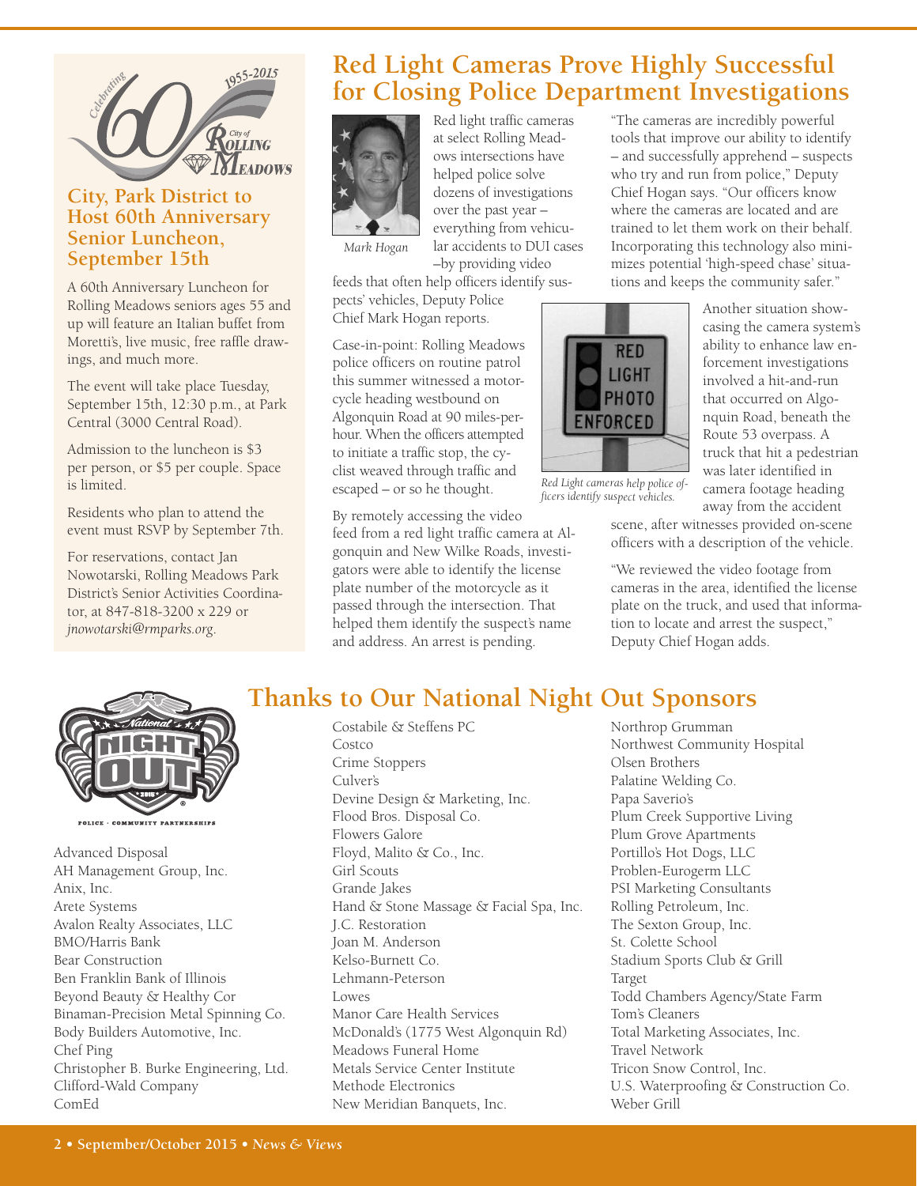## City, Park District to Host 60th Anniversary Senior Luncheon, September 15th

A 60th Anniversary Luncheon for Rolling Meadows seniors ages 55 and up will feature an Italian buffet from Moretti's, live music, free raffle drawings, and much more.

The event will take place Tuesday, September 15th, 12:30 p.m., at Park Central (3000 Central Road).

Admission to the luncheon is $3 per person, or $5 per couple. Space is limited.

Residents who plan to attend the event must RSVP by September 7th.

For reservations, contact Jan Nowotarski, Rolling Meadows Park District's Senior Activities Coordinator, at 847-818-3200 x 229 or *jnowotarski@rmparks.org*.

# Red Light Cameras Prove Highly Successful for Closing Police Department Investigations

*Mark Hogan*

Red light traffic cameras at select Rolling Meadows intersections have helped police solve dozens of investigations over the past year – everything from vehicular accidents to DUI cases –by providing video feeds that often help officers identify suspects' vehicles, Deputy Police Chief Mark Hogan reports.

Case-in-point: Rolling Meadows police officers on routine patrol this summer witnessed a motorcycle heading westbound on Algonquin Road at 90 miles-per-hour. When the officers attempted to initiate a traffic stop, the cyclist weaved through traffic and escaped – or so he thought.

By remotely accessing the video feed from a red light traffic camera at Algonquin and New Wilke Roads, investigators were able to identify the license plate number of the motorcycle as it passed through the intersection. That helped them identify the suspect's name and address. An arrest is pending.

"The cameras are incredibly powerful tools that improve our ability to identify – and successfully apprehend – suspects who try and run from police," Deputy Chief Hogan says. "Our officers know where the cameras are located and are trained to let them work on their behalf. Incorporating this technology also minimizes potential 'high-speed chase' situations and keeps the community safer."

*Red Light cameras help police officers identify suspect vehicles.*

Another situation showcasing the camera system's ability to enhance law enforcement investigations involved a hit-and-run that occurred on Algonquin Road, beneath the Route 53 overpass. A truck that hit a pedestrian was later identified in camera footage heading away from the accident scene, after witnesses provided on-scene officers with a description of the vehicle.

"We reviewed the video footage from cameras in the area, identified the license plate on the truck, and used that information to locate and arrest the suspect," Deputy Chief Hogan adds.

# Thanks to Our National Night Out Sponsors

Advanced Disposal
AH Management Group, Inc.
Anix, Inc.
Arete Systems
Avalon Realty Associates, LLC
BMO/Harris Bank
Bear Construction
Ben Franklin Bank of Illinois
Beyond Beauty & Healthy Cor
Binaman-Precision Metal Spinning Co.
Body Builders Automotive, Inc.
Chef Ping
Christopher B. Burke Engineering, Ltd.
Clifford-Wald Company
ComEd
Costabile & Steffens PC
Costco
Crime Stoppers
Culver's
Devine Design & Marketing, Inc.
Flood Bros. Disposal Co.
Flowers Galore
Floyd, Malito & Co., Inc.
Girl Scouts
Grande Jakes
Hand & Stone Massage & Facial Spa, Inc.
J.C. Restoration
Joan M. Anderson
Kelso-Burnett Co.
Lehmann-Peterson
Lowes
Manor Care Health Services
McDonald's (1775 West Algonquin Rd)
Meadows Funeral Home
Metals Service Center Institute
Methode Electronics
New Meridian Banquets, Inc.
Northrop Grumman
Northwest Community Hospital
Olsen Brothers
Palatine Welding Co.
Papa Saverio's
Plum Creek Supportive Living
Plum Grove Apartments
Portillo's Hot Dogs, LLC
Problen-Eurogerm LLC
PSI Marketing Consultants
Rolling Petroleum, Inc.
The Sexton Group, Inc.
St. Colette School
Stadium Sports Club & Grill
Target
Todd Chambers Agency/State Farm
Tom's Cleaners
Total Marketing Associates, Inc.
Travel Network
Tricon Snow Control, Inc.
U.S. Waterproofing & Construction Co.
Weber Grill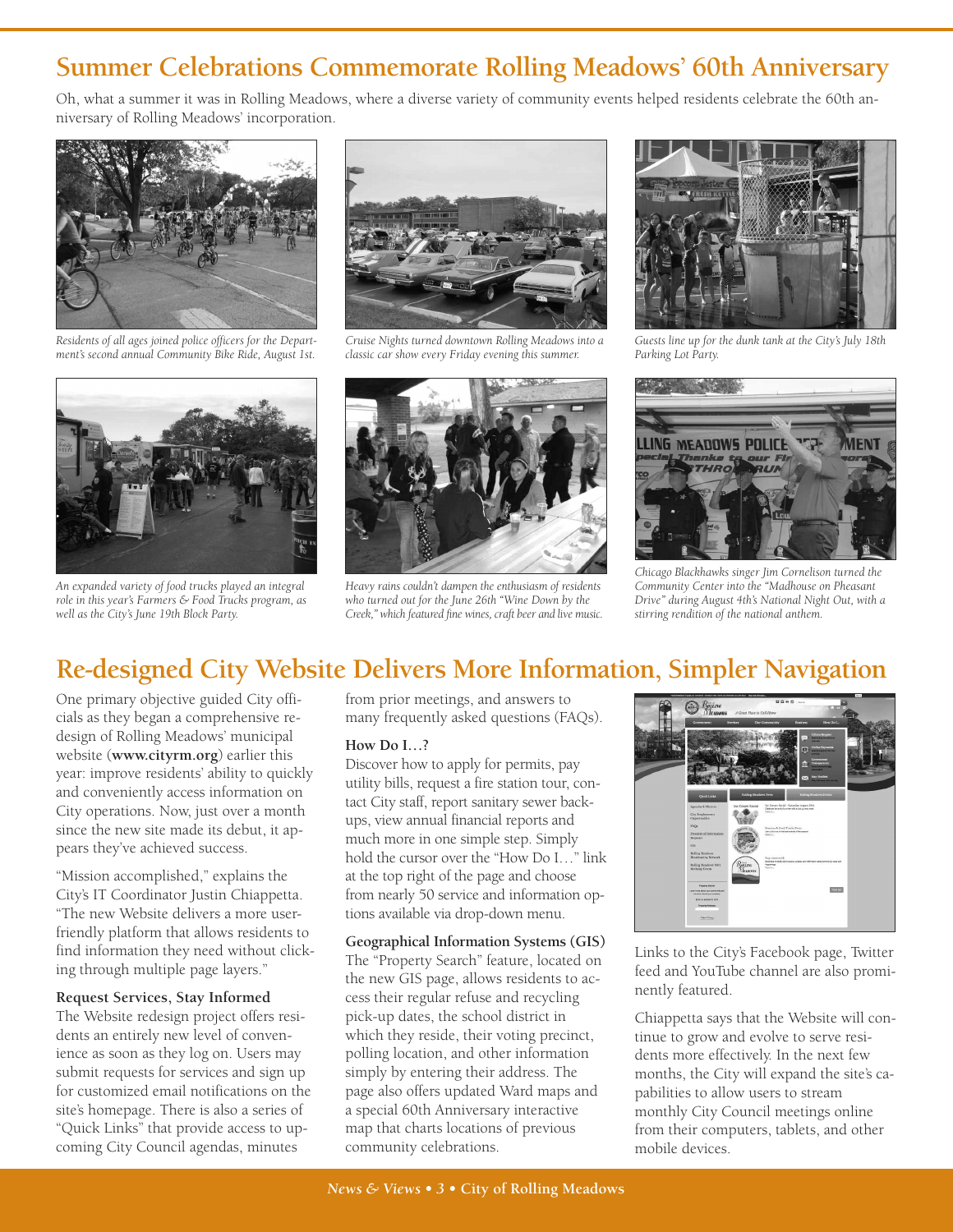## Summer Celebrations Commemorate Rolling Meadows' 60th Anniversary

Oh, what a summer it was in Rolling Meadows, where a diverse variety of community events helped residents celebrate the 60th anniversary of Rolling Meadows' incorporation.

*Residents of all ages joined police officers for the Department's second annual Community Bike Ride, August 1st.*

*Cruise Nights turned downtown Rolling Meadows into a classic car show every Friday evening this summer.*

*Guests line up for the dunk tank at the City's July 18th Parking Lot Party.*

*An expanded variety of food trucks played an integral role in this year's Farmers & Food Trucks program, as well as the City's June 19th Block Party.*

*Heavy rains couldn't dampen the enthusiasm of residents who turned out for the June 26th "Wine Down by the Creek," which featured fine wines, craft beer and live music.*

*Chicago Blackhawks singer Jim Cornelison turned the Community Center into the "Madhouse on Pheasant Drive" during August 4th's National Night Out, with a stirring rendition of the national anthem.*

## Re-designed City Website Delivers More Information, Simpler Navigation

One primary objective guided City officials as they began a comprehensive redesign of Rolling Meadows' municipal website (**www.cityrm.org**) earlier this year: improve residents' ability to quickly and conveniently access information on City operations. Now, just over a month since the new site made its debut, it appears they've achieved success.

"Mission accomplished," explains the City's IT Coordinator Justin Chiappetta. "The new Website delivers a more user-friendly platform that allows residents to find information they need without clicking through multiple page layers."

### Request Services, Stay Informed

The Website redesign project offers residents an entirely new level of convenience as soon as they log on. Users may submit requests for services and sign up for customized email notifications on the site's homepage. There is also a series of "Quick Links" that provide access to upcoming City Council agendas, minutes from prior meetings, and answers to many frequently asked questions (FAQs).

### How Do I…?

Discover how to apply for permits, pay utility bills, request a fire station tour, contact City staff, report sanitary sewer backups, view annual financial reports and much more in one simple step. Simply hold the cursor over the "How Do I…" link at the top right of the page and choose from nearly 50 service and information options available via drop-down menu.

### Geographical Information Systems (GIS)

The "Property Search" feature, located on the new GIS page, allows residents to access their regular refuse and recycling pick-up dates, the school district in which they reside, their voting precinct, polling location, and other information simply by entering their address. The page also offers updated Ward maps and a special 60th Anniversary interactive map that charts locations of previous community celebrations.

Links to the City's Facebook page, Twitter feed and YouTube channel are also prominently featured.

Chiappetta says that the Website will continue to grow and evolve to serve residents more effectively. In the next few months, the City will expand the site's capabilities to allow users to stream monthly City Council meetings online from their computers, tablets, and other mobile devices.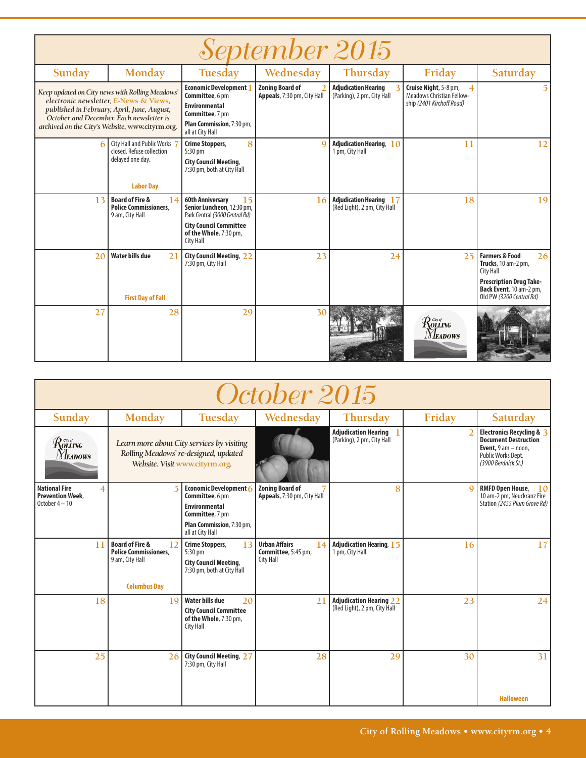# September 2015

| Sunday | Monday | Tuesday | Wednesday | Thursday | Friday | Saturday |
|---|---|---|---|---|---|---|
| *Keep updated on City news with Rolling Meadows' electronic newsletter, E-News & Views, published in February, April, June, August, October and December. Each newsletter is archived on the City's Website, www.cityrm.org.* | | 1 **Economic Development Committee**, 6 pm; **Environmental Committee**, 7 pm; **Plan Commission**, 7:30 pm, all at City Hall | 2 **Zoning Board of Appeals**, 7:30 pm, City Hall | 3 **Adjudication Hearing** (Parking), 2 pm, City Hall | 4 **Cruise Night**, 5-8 pm, Meadows Christian Fellowship *(2401 Kirchoff Road)* | 5 |
| 6 | 7 City Hall and Public Works closed. Refuse collection delayed one day. **Labor Day** | 8 **Crime Stoppers**, 5:30 pm; **City Council Meeting**, 7:30 pm, both at City Hall | 9 | 10 **Adjudication Hearing**, 1 pm, City Hall | 11 | 12 |
| 13 | 14 **Board of Fire & Police Commissioners**, 9 am, City Hall | 15 **60th Anniversary Senior Luncheon**, 12:30 pm, Park Central *(3000 Central Rd)*; **City Council Committee of the Whole**, 7:30 pm, City Hall | 16 | 17 **Adjudication Hearing** (Red Light), 2 pm, City Hall | 18 | 19 |
| 20 | 21 **Water bills due**; **First Day of Fall** | 22 **City Council Meeting**, 7:30 pm, City Hall | 23 | 24 | 25 | 26 **Farmers & Food Trucks**, 10 am-2 pm, City Hall; **Prescription Drug Take-Back Event**, 10 am-2 pm, Old PW *(3200 Central Rd)* |
| 27 | 28 | 29 | 30 | | City of Rolling Meadows | |

# October 2015

| Sunday | Monday | Tuesday | Wednesday | Thursday | Friday | Saturday |
|---|---|---|---|---|---|---|
| City of Rolling Meadows | *Learn more about City services by visiting Rolling Meadows' re-designed, updated Website. Visit www.cityrm.org.* | | | 1 **Adjudication Hearing** (Parking), 2 pm, City Hall | 2 | 3 **Electronics Recycling & Document Destruction Event**, 9 am – noon, Public Works Dept. *(3900 Berdnick St.)* |
| 4 **National Fire Prevention Week**, October 4 – 10 | 5 | 6 **Economic Development Committee**, 6 pm; **Environmental Committee**, 7 pm; **Plan Commission**, 7:30 pm, all at City Hall | 7 **Zoning Board of Appeals**, 7:30 pm, City Hall | 8 | 9 | 10 **RMFD Open House**, 10 am-2 pm, Neuckranz Fire Station *(2455 Plum Grove Rd)* |
| 11 | 12 **Board of Fire & Police Commissioners**, 9 am, City Hall; **Columbus Day** | 13 **Crime Stoppers**, 5:30 pm; **City Council Meeting**, 7:30 pm, both at City Hall | 14 **Urban Affairs Committee**, 5:45 pm, City Hall | 15 **Adjudication Hearing**, 1 pm, City Hall | 16 | 17 |
| 18 | 19 | 20 **Water bills due**; **City Council Committee of the Whole**, 7:30 pm, City Hall | 21 | 22 **Adjudication Hearing** (Red Light), 2 pm, City Hall | 23 | 24 |
| 25 | 26 | 27 **City Council Meeting**, 7:30 pm, City Hall | 28 | 29 | 30 | 31 **Halloween** |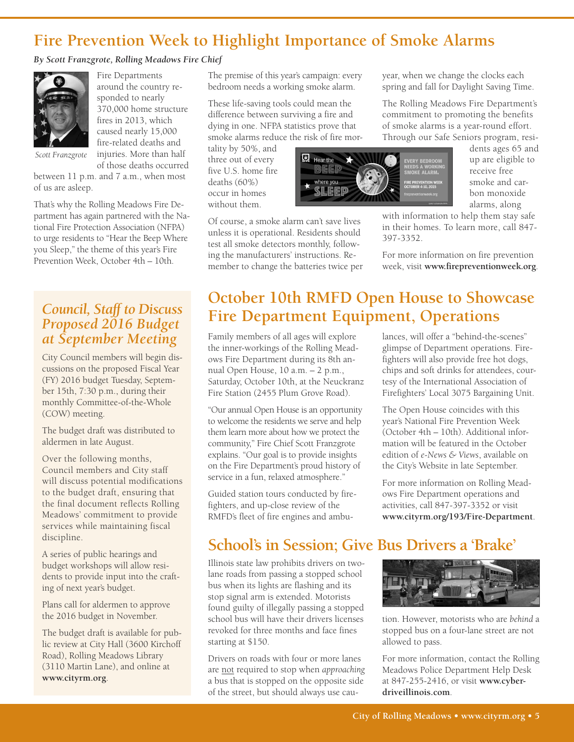# Fire Prevention Week to Highlight Importance of Smoke Alarms

***By Scott Franzgrote, Rolling Meadows Fire Chief***

*Scott Franzgrote*

Fire Departments around the country responded to nearly 370,000 home structure fires in 2013, which caused nearly 15,000 fire-related deaths and injuries. More than half of those deaths occurred between 11 p.m. and 7 a.m., when most of us are asleep.

That's why the Rolling Meadows Fire Department has again partnered with the National Fire Protection Association (NFPA) to urge residents to "Hear the Beep Where you Sleep," the theme of this year's Fire Prevention Week, October 4th – 10th.

The premise of this year's campaign: every bedroom needs a working smoke alarm.

These life-saving tools could mean the difference between surviving a fire and dying in one. NFPA statistics prove that smoke alarms reduce the risk of fire mortality by 50%, and three out of every five U.S. home fire deaths (60%) occur in homes without them.

Of course, a smoke alarm can't save lives unless it is operational. Residents should test all smoke detectors monthly, following the manufacturers' instructions. Remember to change the batteries twice per year, when we change the clocks each spring and fall for Daylight Saving Time.

The Rolling Meadows Fire Department's commitment to promoting the benefits of smoke alarms is a year-round effort. Through our Safe Seniors program, residents ages 65 and up are eligible to receive free smoke and carbon monoxide alarms, along with information to help them stay safe in their homes. To learn more, call 847-397-3352.

For more information on fire prevention week, visit **www.firepreventionweek.org**.

## *Council, Staff to Discuss Proposed 2016 Budget at September Meeting*

City Council members will begin discussions on the proposed Fiscal Year (FY) 2016 budget Tuesday, September 15th, 7:30 p.m., during their monthly Committee-of-the-Whole (COW) meeting.

The budget draft was distributed to aldermen in late August.

Over the following months, Council members and City staff will discuss potential modifications to the budget draft, ensuring that the final document reflects Rolling Meadows' commitment to provide services while maintaining fiscal discipline.

A series of public hearings and budget workshops will allow residents to provide input into the crafting of next year's budget.

Plans call for aldermen to approve the 2016 budget in November.

The budget draft is available for public review at City Hall (3600 Kirchoff Road), Rolling Meadows Library (3110 Martin Lane), and online at **www.cityrm.org**.

## October 10th RMFD Open House to Showcase Fire Department Equipment, Operations

Family members of all ages will explore the inner-workings of the Rolling Meadows Fire Department during its 8th annual Open House, 10 a.m. – 2 p.m., Saturday, October 10th, at the Neuckranz Fire Station (2455 Plum Grove Road).

"Our annual Open House is an opportunity to welcome the residents we serve and help them learn more about how we protect the community," Fire Chief Scott Franzgrote explains. "Our goal is to provide insights on the Fire Department's proud history of service in a fun, relaxed atmosphere."

Guided station tours conducted by firefighters, and up-close review of the RMFD's fleet of fire engines and ambulances, will offer a "behind-the-scenes" glimpse of Department operations. Firefighters will also provide free hot dogs, chips and soft drinks for attendees, courtesy of the International Association of Firefighters' Local 3075 Bargaining Unit.

The Open House coincides with this year's National Fire Prevention Week (October 4th – 10th). Additional information will be featured in the October edition of *e-News & Views*, available on the City's Website in late September.

For more information on Rolling Meadows Fire Department operations and activities, call 847-397-3352 or visit **www.cityrm.org/193/Fire-Department**.

## School's in Session; Give Bus Drivers a 'Brake'

Illinois state law prohibits drivers on two-lane roads from passing a stopped school bus when its lights are flashing and its stop signal arm is extended. Motorists found guilty of illegally passing a stopped school bus will have their drivers licenses revoked for three months and face fines starting at $150.

Drivers on roads with four or more lanes are not required to stop when *approaching* a bus that is stopped on the opposite side of the street, but should always use caution. However, motorists who are *behind* a stopped bus on a four-lane street are not allowed to pass.

For more information, contact the Rolling Meadows Police Department Help Desk at 847-255-2416, or visit **www.cyberdriveillinois.com**.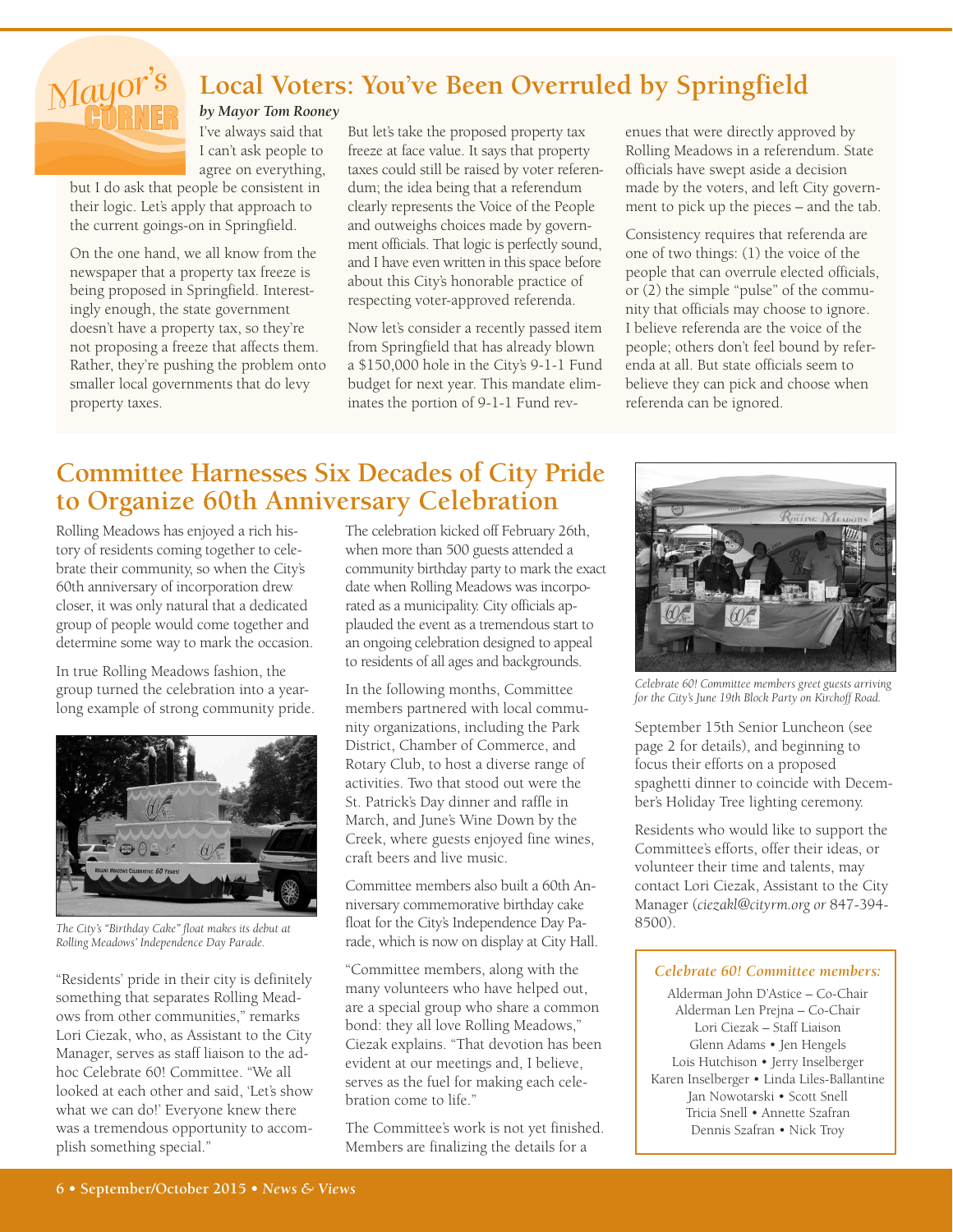# Mayor's Corner

## Local Voters: You've Been Overruled by Springfield

*by Mayor Tom Rooney*

I've always said that I can't ask people to agree on everything, but I do ask that people be consistent in their logic. Let's apply that approach to the current goings-on in Springfield.

On the one hand, we all know from the newspaper that a property tax freeze is being proposed in Springfield. Interestingly enough, the state government doesn't have a property tax, so they're not proposing a freeze that affects them. Rather, they're pushing the problem onto smaller local governments that do levy property taxes.

But let's take the proposed property tax freeze at face value. It says that property taxes could still be raised by voter referendum; the idea being that a referendum clearly represents the Voice of the People and outweighs choices made by government officials. That logic is perfectly sound, and I have even written in this space before about this City's honorable practice of respecting voter-approved referenda.

Now let's consider a recently passed item from Springfield that has already blown a $150,000 hole in the City's 9-1-1 Fund budget for next year. This mandate eliminates the portion of 9-1-1 Fund revenues that were directly approved by Rolling Meadows in a referendum. State officials have swept aside a decision made by the voters, and left City government to pick up the pieces – and the tab.

Consistency requires that referenda are one of two things: (1) the voice of the people that can overrule elected officials, or (2) the simple "pulse" of the community that officials may choose to ignore. I believe referenda are the voice of the people; others don't feel bound by referenda at all. But state officials seem to believe they can pick and choose when referenda can be ignored.

## Committee Harnesses Six Decades of City Pride to Organize 60th Anniversary Celebration

Rolling Meadows has enjoyed a rich history of residents coming together to celebrate their community, so when the City's 60th anniversary of incorporation drew closer, it was only natural that a dedicated group of people would come together and determine some way to mark the occasion.

In true Rolling Meadows fashion, the group turned the celebration into a year-long example of strong community pride.

*The City's "Birthday Cake" float makes its debut at Rolling Meadows' Independence Day Parade.*

"Residents' pride in their city is definitely something that separates Rolling Meadows from other communities," remarks Lori Ciezak, who, as Assistant to the City Manager, serves as staff liaison to the ad-hoc Celebrate 60! Committee. "We all looked at each other and said, 'Let's show what we can do!' Everyone knew there was a tremendous opportunity to accomplish something special."

The celebration kicked off February 26th, when more than 500 guests attended a community birthday party to mark the exact date when Rolling Meadows was incorporated as a municipality. City officials applauded the event as a tremendous start to an ongoing celebration designed to appeal to residents of all ages and backgrounds.

In the following months, Committee members partnered with local community organizations, including the Park District, Chamber of Commerce, and Rotary Club, to host a diverse range of activities. Two that stood out were the St. Patrick's Day dinner and raffle in March, and June's Wine Down by the Creek, where guests enjoyed fine wines, craft beers and live music.

Committee members also built a 60th Anniversary commemorative birthday cake float for the City's Independence Day Parade, which is now on display at City Hall.

"Committee members, along with the many volunteers who have helped out, are a special group who share a common bond: they all love Rolling Meadows," Ciezak explains. "That devotion has been evident at our meetings and, I believe, serves as the fuel for making each celebration come to life."

The Committee's work is not yet finished. Members are finalizing the details for a September 15th Senior Luncheon (see page 2 for details), and beginning to focus their efforts on a proposed spaghetti dinner to coincide with December's Holiday Tree lighting ceremony.

*Celebrate 60! Committee members greet guests arriving for the City's June 19th Block Party on Kirchoff Road.*

Residents who would like to support the Committee's efforts, offer their ideas, or volunteer their time and talents, may contact Lori Ciezak, Assistant to the City Manager (*ciezakl@cityrm.org or* 847-394-8500).

### *Celebrate 60! Committee members:*

Alderman John D'Astice – Co-Chair
Alderman Len Prejna – Co-Chair
Lori Ciezak – Staff Liaison
Glenn Adams • Jen Hengels
Lois Hutchison • Jerry Inselberger
Karen Inselberger • Linda Liles-Ballantine
Jan Nowotarski • Scott Snell
Tricia Snell • Annette Szafran
Dennis Szafran • Nick Troy